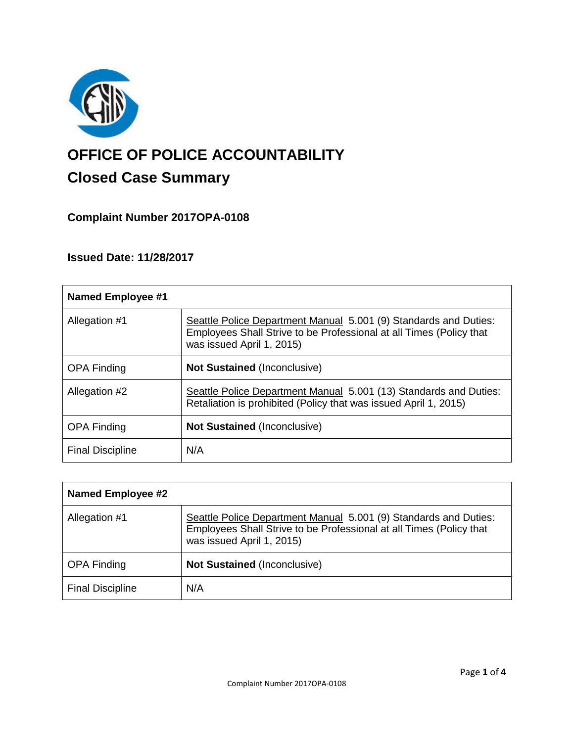# OFFICE OF POLICE ACCOUNTABILITY

## Closed Case Summary

### Complaint Number 2017OPA-0108

### Issued Date: 11/28/2017

| **Named Employee #1** | |
|---|---|
| Allegation #1 | Seattle Police Department Manual 5.001 (9) Standards and Duties: Employees Shall Strive to be Professional at all Times (Policy that was issued April 1, 2015) |
| OPA Finding | **Not Sustained** (Inconclusive) |
| Allegation #2 | Seattle Police Department Manual 5.001 (13) Standards and Duties: Retaliation is prohibited (Policy that was issued April 1, 2015) |
| OPA Finding | **Not Sustained** (Inconclusive) |
| Final Discipline | N/A |

| **Named Employee #2** | |
|---|---|
| Allegation #1 | Seattle Police Department Manual 5.001 (9) Standards and Duties: Employees Shall Strive to be Professional at all Times (Policy that was issued April 1, 2015) |
| OPA Finding | **Not Sustained** (Inconclusive) |
| Final Discipline | N/A |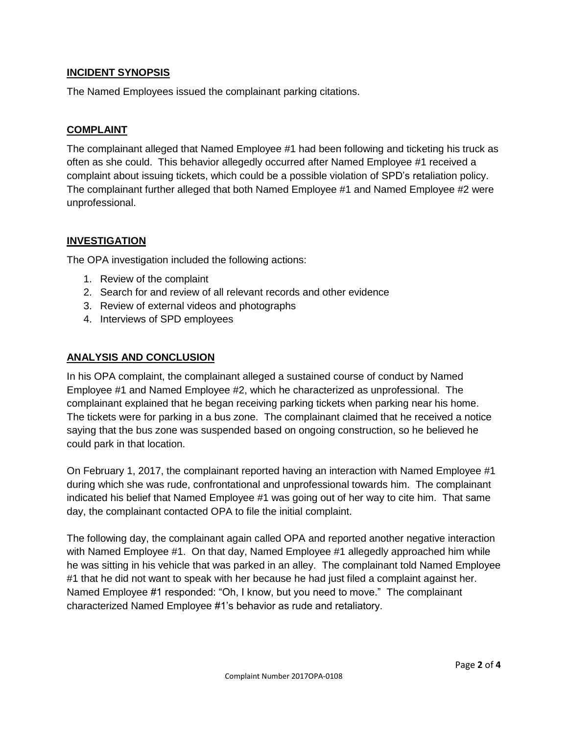## INCIDENT SYNOPSIS

The Named Employees issued the complainant parking citations.

## COMPLAINT

The complainant alleged that Named Employee #1 had been following and ticketing his truck as often as she could. This behavior allegedly occurred after Named Employee #1 received a complaint about issuing tickets, which could be a possible violation of SPD's retaliation policy. The complainant further alleged that both Named Employee #1 and Named Employee #2 were unprofessional.

## INVESTIGATION

The OPA investigation included the following actions:

1. Review of the complaint
2. Search for and review of all relevant records and other evidence
3. Review of external videos and photographs
4. Interviews of SPD employees

## ANALYSIS AND CONCLUSION

In his OPA complaint, the complainant alleged a sustained course of conduct by Named Employee #1 and Named Employee #2, which he characterized as unprofessional. The complainant explained that he began receiving parking tickets when parking near his home. The tickets were for parking in a bus zone. The complainant claimed that he received a notice saying that the bus zone was suspended based on ongoing construction, so he believed he could park in that location.

On February 1, 2017, the complainant reported having an interaction with Named Employee #1 during which she was rude, confrontational and unprofessional towards him. The complainant indicated his belief that Named Employee #1 was going out of her way to cite him. That same day, the complainant contacted OPA to file the initial complaint.

The following day, the complainant again called OPA and reported another negative interaction with Named Employee #1. On that day, Named Employee #1 allegedly approached him while he was sitting in his vehicle that was parked in an alley. The complainant told Named Employee #1 that he did not want to speak with her because he had just filed a complaint against her. Named Employee #1 responded: "Oh, I know, but you need to move." The complainant characterized Named Employee #1's behavior as rude and retaliatory.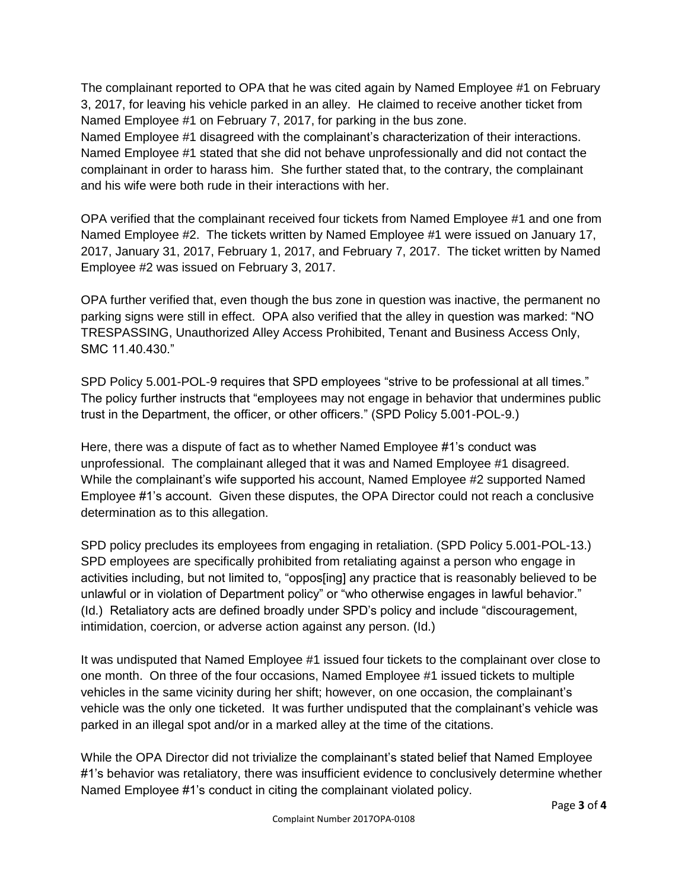The complainant reported to OPA that he was cited again by Named Employee #1 on February 3, 2017, for leaving his vehicle parked in an alley. He claimed to receive another ticket from Named Employee #1 on February 7, 2017, for parking in the bus zone.
Named Employee #1 disagreed with the complainant's characterization of their interactions. Named Employee #1 stated that she did not behave unprofessionally and did not contact the complainant in order to harass him. She further stated that, to the contrary, the complainant and his wife were both rude in their interactions with her.

OPA verified that the complainant received four tickets from Named Employee #1 and one from Named Employee #2. The tickets written by Named Employee #1 were issued on January 17, 2017, January 31, 2017, February 1, 2017, and February 7, 2017. The ticket written by Named Employee #2 was issued on February 3, 2017.

OPA further verified that, even though the bus zone in question was inactive, the permanent no parking signs were still in effect. OPA also verified that the alley in question was marked: "NO TRESPASSING, Unauthorized Alley Access Prohibited, Tenant and Business Access Only, SMC 11.40.430."

SPD Policy 5.001-POL-9 requires that SPD employees "strive to be professional at all times." The policy further instructs that "employees may not engage in behavior that undermines public trust in the Department, the officer, or other officers." (SPD Policy 5.001-POL-9.)

Here, there was a dispute of fact as to whether Named Employee #1's conduct was unprofessional. The complainant alleged that it was and Named Employee #1 disagreed. While the complainant's wife supported his account, Named Employee #2 supported Named Employee #1's account. Given these disputes, the OPA Director could not reach a conclusive determination as to this allegation.

SPD policy precludes its employees from engaging in retaliation. (SPD Policy 5.001-POL-13.) SPD employees are specifically prohibited from retaliating against a person who engage in activities including, but not limited to, "oppos[ing] any practice that is reasonably believed to be unlawful or in violation of Department policy" or "who otherwise engages in lawful behavior." (Id.) Retaliatory acts are defined broadly under SPD's policy and include "discouragement, intimidation, coercion, or adverse action against any person. (Id.)

It was undisputed that Named Employee #1 issued four tickets to the complainant over close to one month. On three of the four occasions, Named Employee #1 issued tickets to multiple vehicles in the same vicinity during her shift; however, on one occasion, the complainant's vehicle was the only one ticketed. It was further undisputed that the complainant's vehicle was parked in an illegal spot and/or in a marked alley at the time of the citations.

While the OPA Director did not trivialize the complainant's stated belief that Named Employee #1's behavior was retaliatory, there was insufficient evidence to conclusively determine whether Named Employee #1's conduct in citing the complainant violated policy.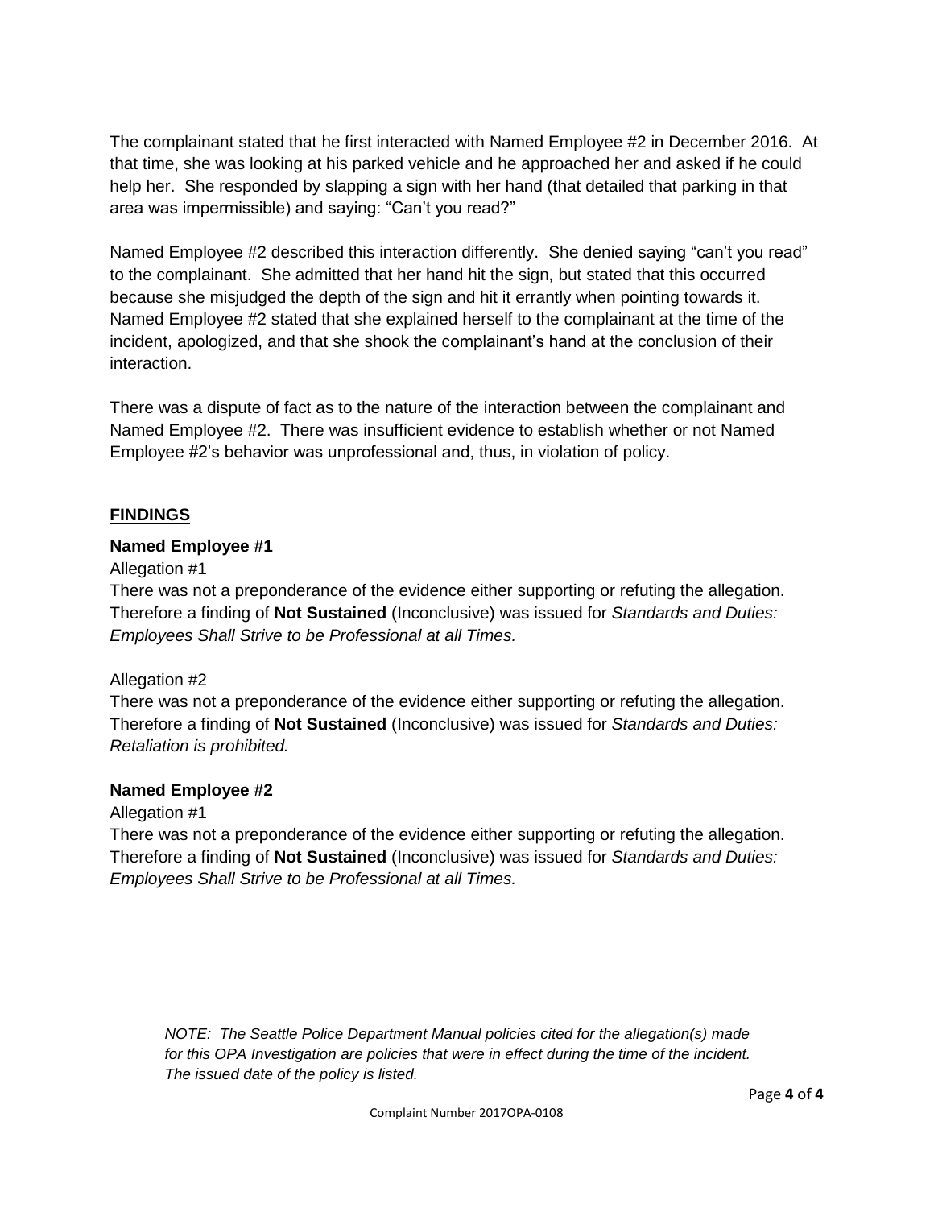The complainant stated that he first interacted with Named Employee #2 in December 2016. At that time, she was looking at his parked vehicle and he approached her and asked if he could help her. She responded by slapping a sign with her hand (that detailed that parking in that area was impermissible) and saying: "Can't you read?"

Named Employee #2 described this interaction differently. She denied saying "can't you read" to the complainant. She admitted that her hand hit the sign, but stated that this occurred because she misjudged the depth of the sign and hit it errantly when pointing towards it. Named Employee #2 stated that she explained herself to the complainant at the time of the incident, apologized, and that she shook the complainant's hand at the conclusion of their interaction.

There was a dispute of fact as to the nature of the interaction between the complainant and Named Employee #2. There was insufficient evidence to establish whether or not Named Employee #2's behavior was unprofessional and, thus, in violation of policy.

## FINDINGS

### Named Employee #1

Allegation #1

There was not a preponderance of the evidence either supporting or refuting the allegation. Therefore a finding of **Not Sustained** (Inconclusive) was issued for *Standards and Duties: Employees Shall Strive to be Professional at all Times.*

Allegation #2

There was not a preponderance of the evidence either supporting or refuting the allegation. Therefore a finding of **Not Sustained** (Inconclusive) was issued for *Standards and Duties: Retaliation is prohibited.*

### Named Employee #2

Allegation #1

There was not a preponderance of the evidence either supporting or refuting the allegation. Therefore a finding of **Not Sustained** (Inconclusive) was issued for *Standards and Duties: Employees Shall Strive to be Professional at all Times.*

*NOTE: The Seattle Police Department Manual policies cited for the allegation(s) made for this OPA Investigation are policies that were in effect during the time of the incident. The issued date of the policy is listed.*

Complaint Number 2017OPA-0108